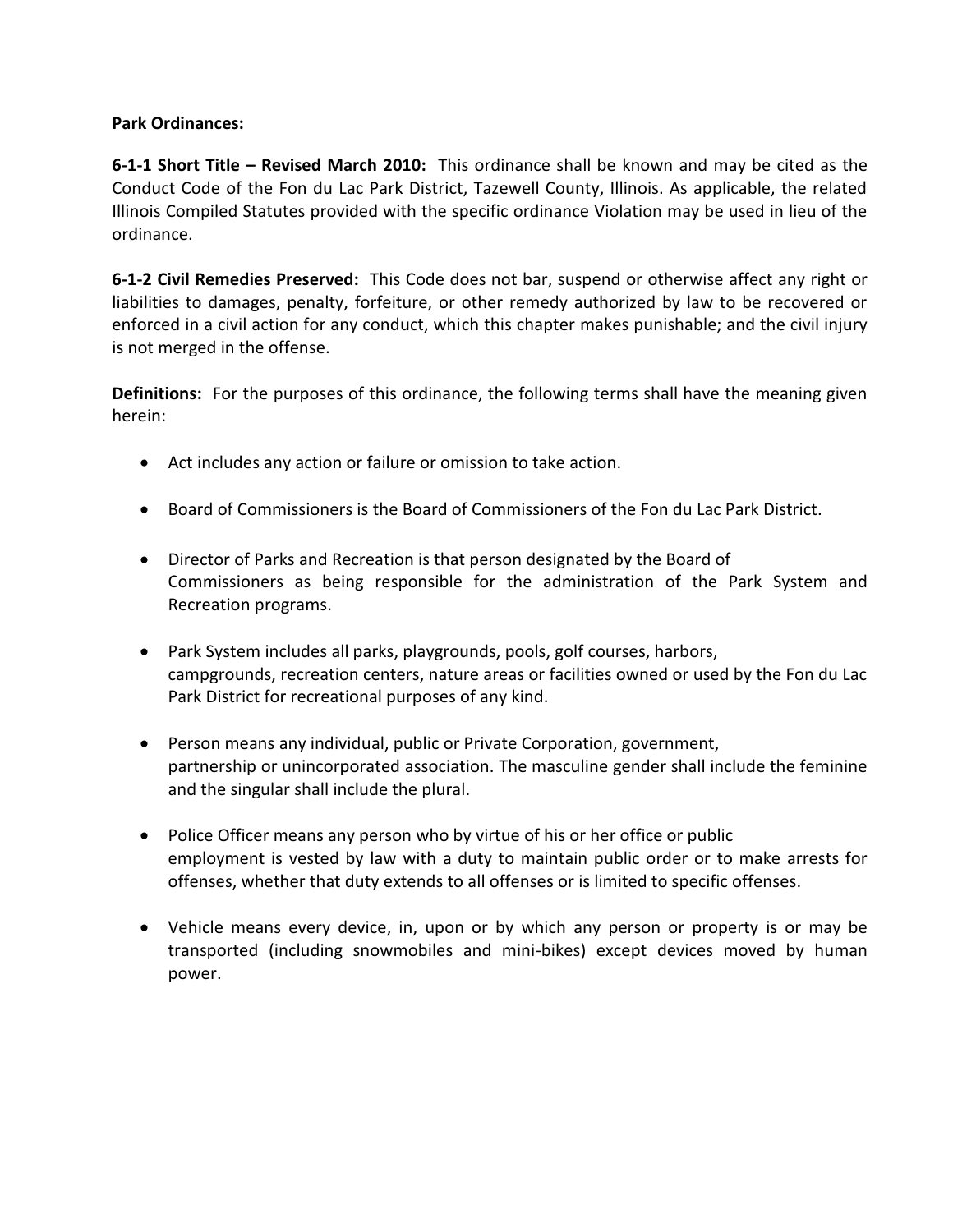**Park Ordinances:**

**6-1-1 Short Title – Revised March 2010:** This ordinance shall be known and may be cited as the Conduct Code of the Fon du Lac Park District, Tazewell County, Illinois. As applicable, the related Illinois Compiled Statutes provided with the specific ordinance Violation may be used in lieu of the ordinance.

**6-1-2 Civil Remedies Preserved:** This Code does not bar, suspend or otherwise affect any right or liabilities to damages, penalty, forfeiture, or other remedy authorized by law to be recovered or enforced in a civil action for any conduct, which this chapter makes punishable; and the civil injury is not merged in the offense.

**Definitions:** For the purposes of this ordinance, the following terms shall have the meaning given herein:

- Act includes any action or failure or omission to take action.
- Board of Commissioners is the Board of Commissioners of the Fon du Lac Park District.
- Director of Parks and Recreation is that person designated by the Board of Commissioners as being responsible for the administration of the Park System and Recreation programs.
- Park System includes all parks, playgrounds, pools, golf courses, harbors, campgrounds, recreation centers, nature areas or facilities owned or used by the Fon du Lac Park District for recreational purposes of any kind.
- Person means any individual, public or Private Corporation, government, partnership or unincorporated association. The masculine gender shall include the feminine and the singular shall include the plural.
- Police Officer means any person who by virtue of his or her office or public employment is vested by law with a duty to maintain public order or to make arrests for offenses, whether that duty extends to all offenses or is limited to specific offenses.
- Vehicle means every device, in, upon or by which any person or property is or may be transported (including snowmobiles and mini-bikes) except devices moved by human power.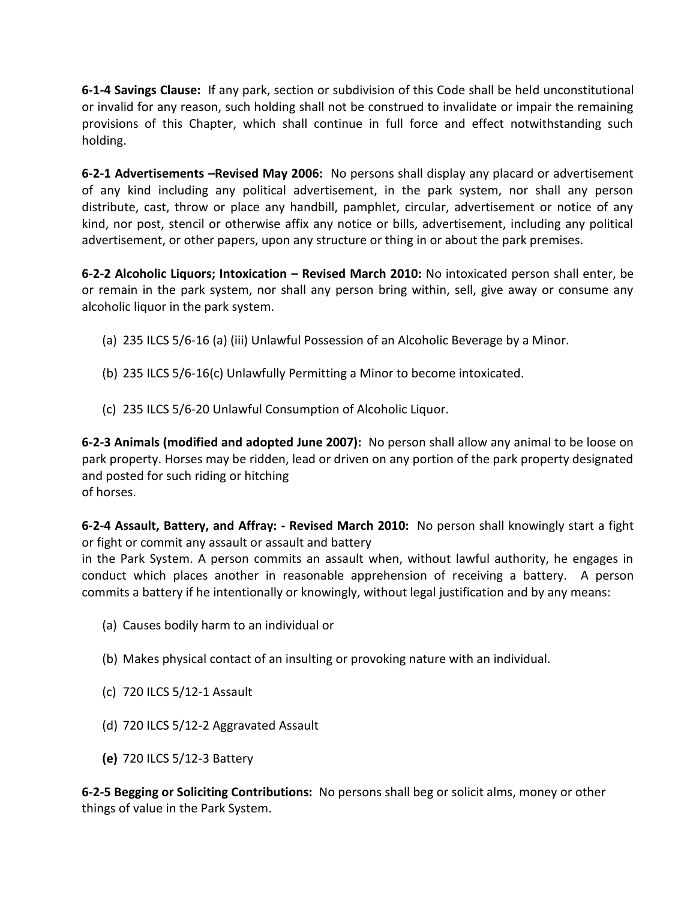**6-1-4 Savings Clause:** If any park, section or subdivision of this Code shall be held unconstitutional or invalid for any reason, such holding shall not be construed to invalidate or impair the remaining provisions of this Chapter, which shall continue in full force and effect notwithstanding such holding.

**6-2-1 Advertisements –Revised May 2006:** No persons shall display any placard or advertisement of any kind including any political advertisement, in the park system, nor shall any person distribute, cast, throw or place any handbill, pamphlet, circular, advertisement or notice of any kind, nor post, stencil or otherwise affix any notice or bills, advertisement, including any political advertisement, or other papers, upon any structure or thing in or about the park premises.

**6-2-2 Alcoholic Liquors; Intoxication – Revised March 2010:** No intoxicated person shall enter, be or remain in the park system, nor shall any person bring within, sell, give away or consume any alcoholic liquor in the park system.

(a) 235 ILCS 5/6-16 (a) (iii) Unlawful Possession of an Alcoholic Beverage by a Minor.

(b) 235 ILCS 5/6-16(c) Unlawfully Permitting a Minor to become intoxicated.

(c) 235 ILCS 5/6-20 Unlawful Consumption of Alcoholic Liquor.

**6-2-3 Animals (modified and adopted June 2007):** No person shall allow any animal to be loose on park property. Horses may be ridden, lead or driven on any portion of the park property designated and posted for such riding or hitching of horses.

**6-2-4 Assault, Battery, and Affray: - Revised March 2010:** No person shall knowingly start a fight or fight or commit any assault or assault and battery in the Park System. A person commits an assault when, without lawful authority, he engages in conduct which places another in reasonable apprehension of receiving a battery. A person commits a battery if he intentionally or knowingly, without legal justification and by any means:

(a) Causes bodily harm to an individual or

(b) Makes physical contact of an insulting or provoking nature with an individual.

(c) 720 ILCS 5/12-1 Assault

(d) 720 ILCS 5/12-2 Aggravated Assault

**(e)** 720 ILCS 5/12-3 Battery

**6-2-5 Begging or Soliciting Contributions:** No persons shall beg or solicit alms, money or other things of value in the Park System.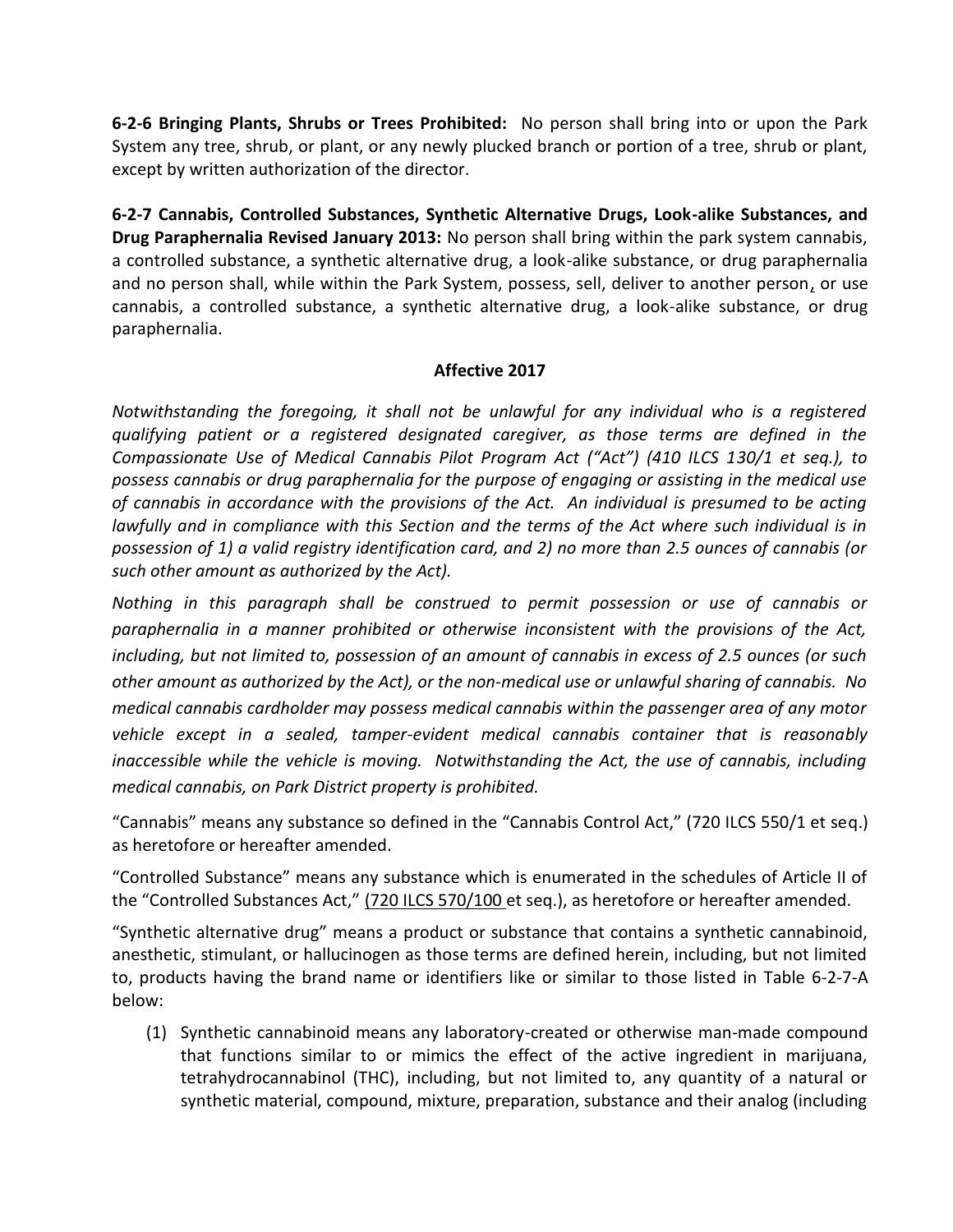**6-2-6 Bringing Plants, Shrubs or Trees Prohibited:** No person shall bring into or upon the Park System any tree, shrub, or plant, or any newly plucked branch or portion of a tree, shrub or plant, except by written authorization of the director.

**6-2-7 Cannabis, Controlled Substances, Synthetic Alternative Drugs, Look-alike Substances, and Drug Paraphernalia Revised January 2013:** No person shall bring within the park system cannabis, a controlled substance, a synthetic alternative drug, a look-alike substance, or drug paraphernalia and no person shall, while within the Park System, possess, sell, deliver to another person, or use cannabis, a controlled substance, a synthetic alternative drug, a look-alike substance, or drug paraphernalia.

**Affective 2017**

*Notwithstanding the foregoing, it shall not be unlawful for any individual who is a registered qualifying patient or a registered designated caregiver, as those terms are defined in the Compassionate Use of Medical Cannabis Pilot Program Act ("Act") (410 ILCS 130/1 et seq.), to possess cannabis or drug paraphernalia for the purpose of engaging or assisting in the medical use of cannabis in accordance with the provisions of the Act. An individual is presumed to be acting lawfully and in compliance with this Section and the terms of the Act where such individual is in possession of 1) a valid registry identification card, and 2) no more than 2.5 ounces of cannabis (or such other amount as authorized by the Act).*

*Nothing in this paragraph shall be construed to permit possession or use of cannabis or paraphernalia in a manner prohibited or otherwise inconsistent with the provisions of the Act, including, but not limited to, possession of an amount of cannabis in excess of 2.5 ounces (or such other amount as authorized by the Act), or the non-medical use or unlawful sharing of cannabis. No medical cannabis cardholder may possess medical cannabis within the passenger area of any motor vehicle except in a sealed, tamper-evident medical cannabis container that is reasonably inaccessible while the vehicle is moving. Notwithstanding the Act, the use of cannabis, including medical cannabis, on Park District property is prohibited.*

"Cannabis" means any substance so defined in the "Cannabis Control Act," (720 ILCS 550/1 et seq.) as heretofore or hereafter amended.

"Controlled Substance" means any substance which is enumerated in the schedules of Article II of the "Controlled Substances Act," (720 ILCS 570/100 et seq.), as heretofore or hereafter amended.

"Synthetic alternative drug" means a product or substance that contains a synthetic cannabinoid, anesthetic, stimulant, or hallucinogen as those terms are defined herein, including, but not limited to, products having the brand name or identifiers like or similar to those listed in Table 6-2-7-A below:

(1) Synthetic cannabinoid means any laboratory-created or otherwise man-made compound that functions similar to or mimics the effect of the active ingredient in marijuana, tetrahydrocannabinol (THC), including, but not limited to, any quantity of a natural or synthetic material, compound, mixture, preparation, substance and their analog (including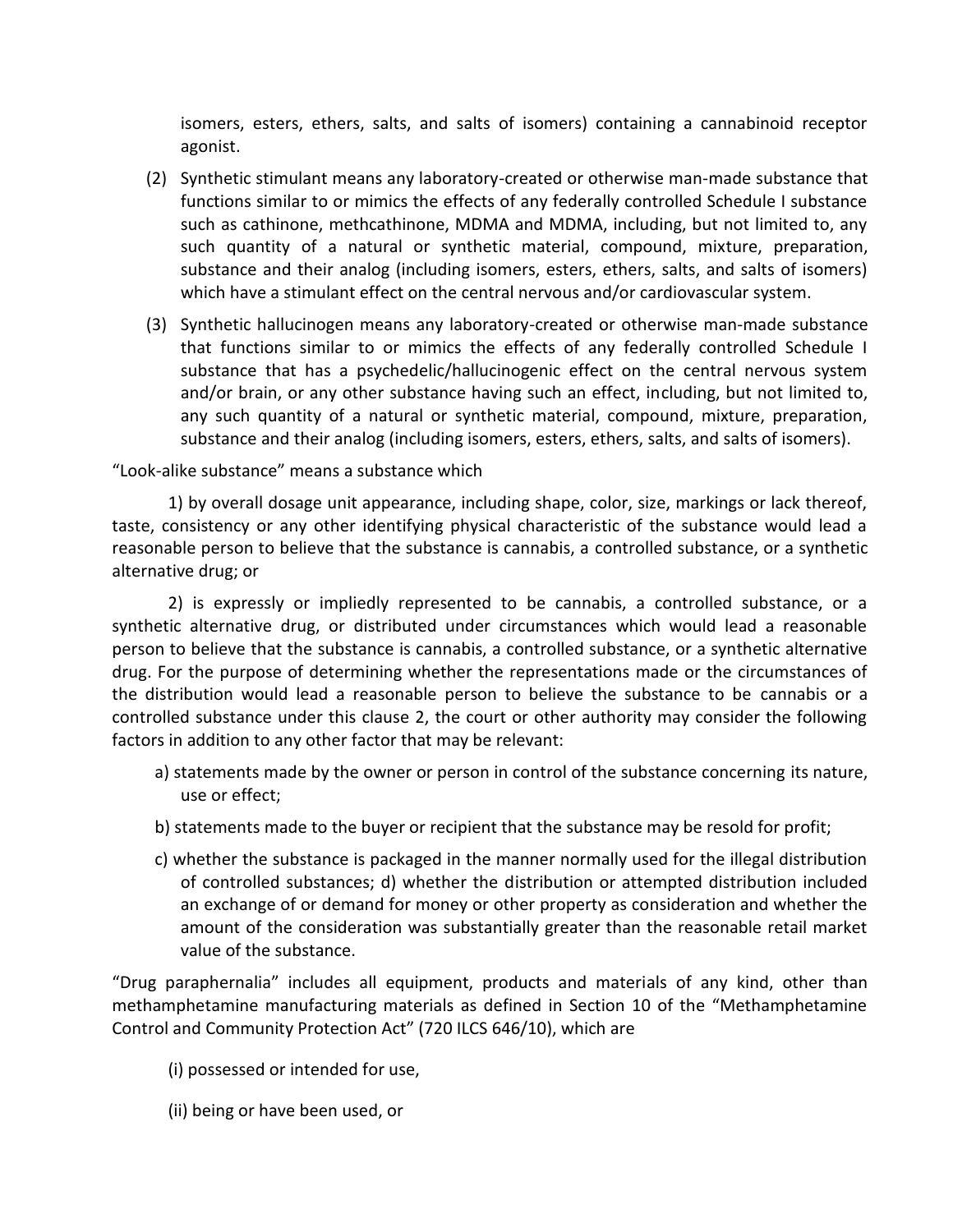isomers, esters, ethers, salts, and salts of isomers) containing a cannabinoid receptor agonist.

(2) Synthetic stimulant means any laboratory-created or otherwise man-made substance that functions similar to or mimics the effects of any federally controlled Schedule I substance such as cathinone, methcathinone, MDMA and MDMA, including, but not limited to, any such quantity of a natural or synthetic material, compound, mixture, preparation, substance and their analog (including isomers, esters, ethers, salts, and salts of isomers) which have a stimulant effect on the central nervous and/or cardiovascular system.

(3) Synthetic hallucinogen means any laboratory-created or otherwise man-made substance that functions similar to or mimics the effects of any federally controlled Schedule I substance that has a psychedelic/hallucinogenic effect on the central nervous system and/or brain, or any other substance having such an effect, including, but not limited to, any such quantity of a natural or synthetic material, compound, mixture, preparation, substance and their analog (including isomers, esters, ethers, salts, and salts of isomers).

"Look-alike substance" means a substance which

1) by overall dosage unit appearance, including shape, color, size, markings or lack thereof, taste, consistency or any other identifying physical characteristic of the substance would lead a reasonable person to believe that the substance is cannabis, a controlled substance, or a synthetic alternative drug; or

2) is expressly or impliedly represented to be cannabis, a controlled substance, or a synthetic alternative drug, or distributed under circumstances which would lead a reasonable person to believe that the substance is cannabis, a controlled substance, or a synthetic alternative drug. For the purpose of determining whether the representations made or the circumstances of the distribution would lead a reasonable person to believe the substance to be cannabis or a controlled substance under this clause 2, the court or other authority may consider the following factors in addition to any other factor that may be relevant:

a) statements made by the owner or person in control of the substance concerning its nature, use or effect;

b) statements made to the buyer or recipient that the substance may be resold for profit;

c) whether the substance is packaged in the manner normally used for the illegal distribution of controlled substances; d) whether the distribution or attempted distribution included an exchange of or demand for money or other property as consideration and whether the amount of the consideration was substantially greater than the reasonable retail market value of the substance.

"Drug paraphernalia" includes all equipment, products and materials of any kind, other than methamphetamine manufacturing materials as defined in Section 10 of the "Methamphetamine Control and Community Protection Act" (720 ILCS 646/10), which are

(i) possessed or intended for use,

(ii) being or have been used, or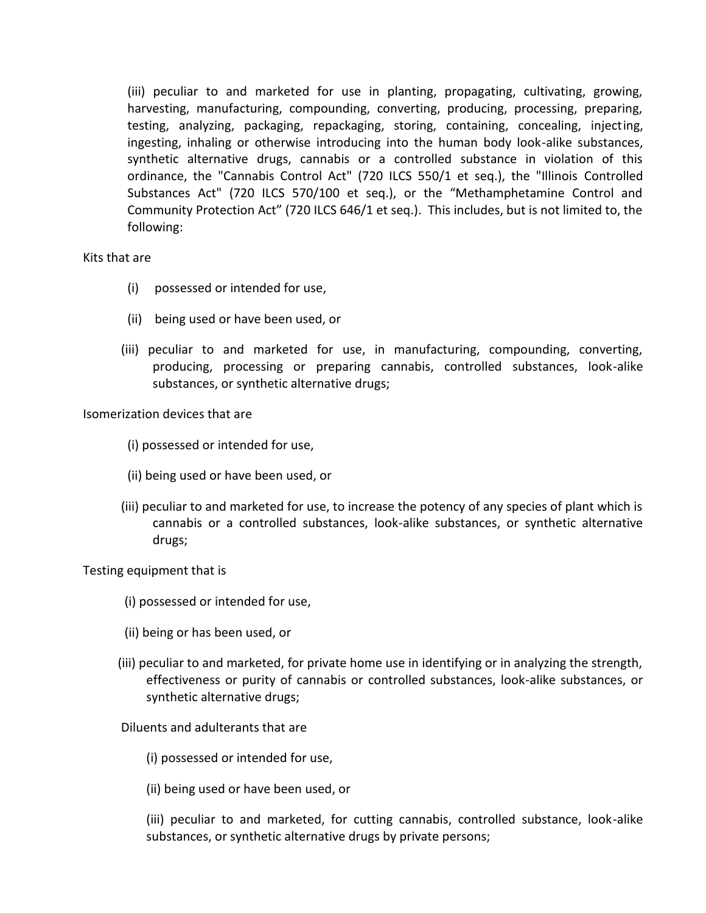(iii) peculiar to and marketed for use in planting, propagating, cultivating, growing, harvesting, manufacturing, compounding, converting, producing, processing, preparing, testing, analyzing, packaging, repackaging, storing, containing, concealing, injecting, ingesting, inhaling or otherwise introducing into the human body look-alike substances, synthetic alternative drugs, cannabis or a controlled substance in violation of this ordinance, the "Cannabis Control Act" (720 ILCS 550/1 et seq.), the "Illinois Controlled Substances Act" (720 ILCS 570/100 et seq.), or the "Methamphetamine Control and Community Protection Act" (720 ILCS 646/1 et seq.). This includes, but is not limited to, the following:

Kits that are

(i) possessed or intended for use,

(ii) being used or have been used, or

(iii) peculiar to and marketed for use, in manufacturing, compounding, converting, producing, processing or preparing cannabis, controlled substances, look-alike substances, or synthetic alternative drugs;

Isomerization devices that are

(i) possessed or intended for use,

(ii) being used or have been used, or

(iii) peculiar to and marketed for use, to increase the potency of any species of plant which is cannabis or a controlled substances, look-alike substances, or synthetic alternative drugs;

Testing equipment that is

(i) possessed or intended for use,

(ii) being or has been used, or

(iii) peculiar to and marketed, for private home use in identifying or in analyzing the strength, effectiveness or purity of cannabis or controlled substances, look-alike substances, or synthetic alternative drugs;

Diluents and adulterants that are

(i) possessed or intended for use,

(ii) being used or have been used, or

(iii) peculiar to and marketed, for cutting cannabis, controlled substance, look-alike substances, or synthetic alternative drugs by private persons;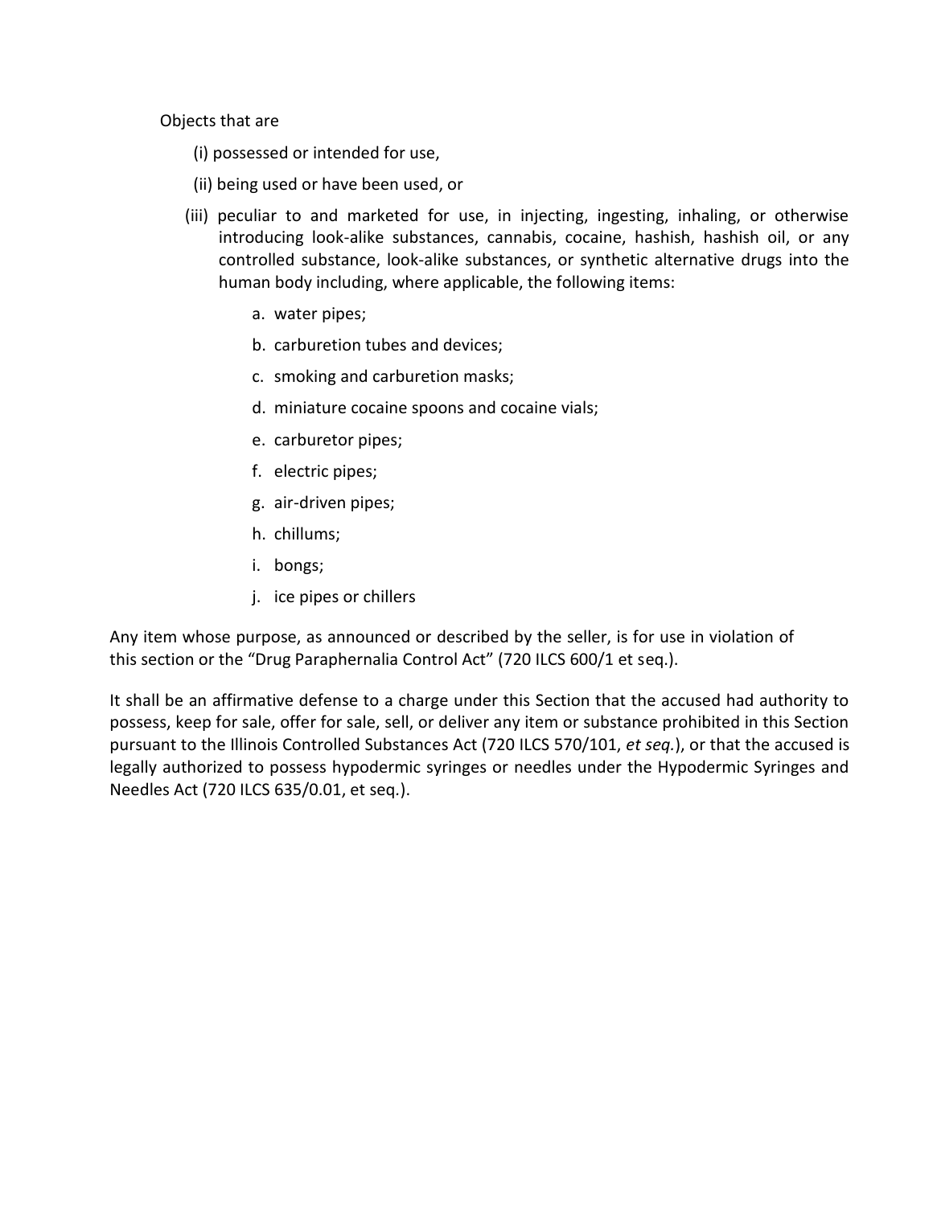Objects that are

(i) possessed or intended for use,

(ii) being used or have been used, or

(iii) peculiar to and marketed for use, in injecting, ingesting, inhaling, or otherwise introducing look-alike substances, cannabis, cocaine, hashish, hashish oil, or any controlled substance, look-alike substances, or synthetic alternative drugs into the human body including, where applicable, the following items:

a. water pipes;

b. carburetion tubes and devices;

c. smoking and carburetion masks;

d. miniature cocaine spoons and cocaine vials;

e. carburetor pipes;

f. electric pipes;

g. air-driven pipes;

h. chillums;

i. bongs;

j. ice pipes or chillers

Any item whose purpose, as announced or described by the seller, is for use in violation of this section or the "Drug Paraphernalia Control Act" (720 ILCS 600/1 et seq.).

It shall be an affirmative defense to a charge under this Section that the accused had authority to possess, keep for sale, offer for sale, sell, or deliver any item or substance prohibited in this Section pursuant to the Illinois Controlled Substances Act (720 ILCS 570/101, *et seq.*), or that the accused is legally authorized to possess hypodermic syringes or needles under the Hypodermic Syringes and Needles Act (720 ILCS 635/0.01, et seq.).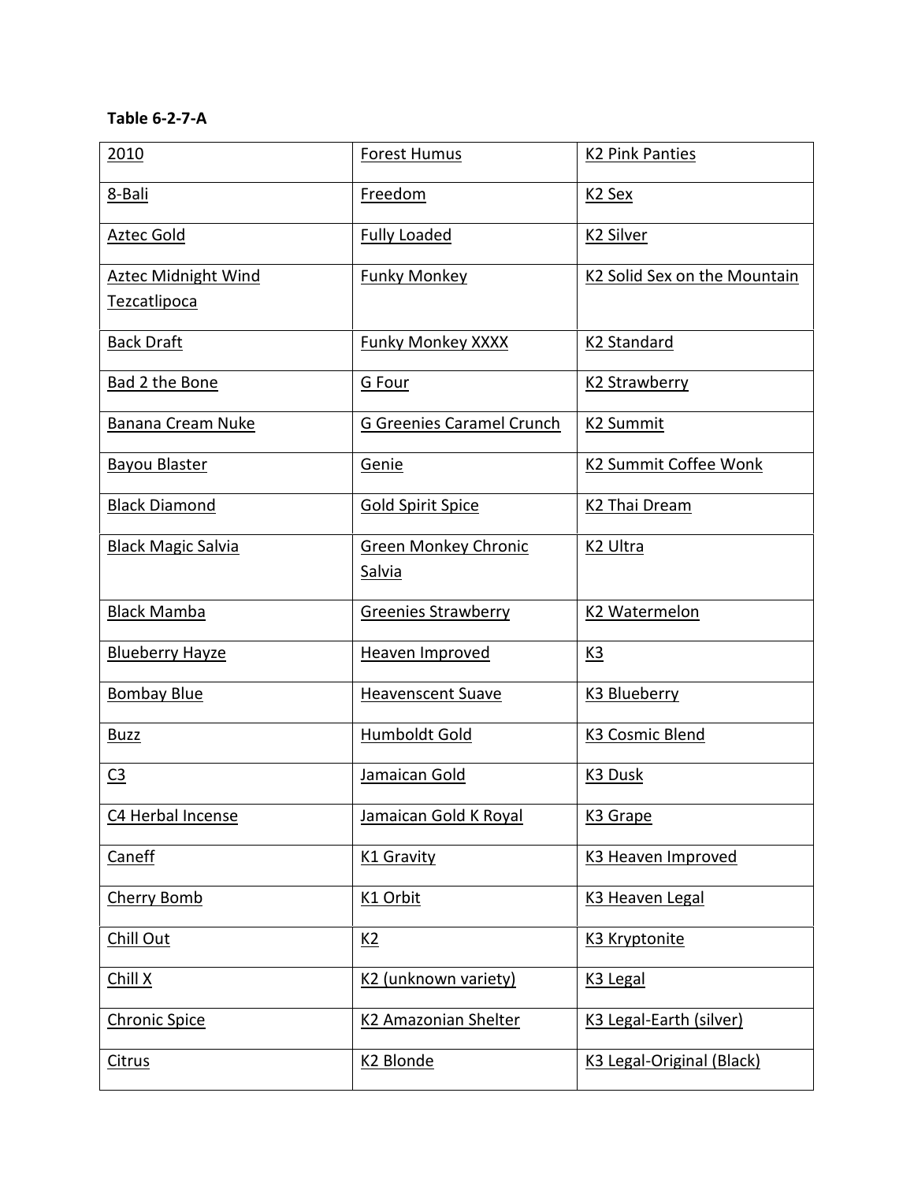**Table 6-2-7-A**

| 2010 | Forest Humus | K2 Pink Panties |
|---|---|---|
| 8-Bali | Freedom | K2 Sex |
| Aztec Gold | Fully Loaded | K2 Silver |
| Aztec Midnight Wind Tezcatlipoca | Funky Monkey | K2 Solid Sex on the Mountain |
| Back Draft | Funky Monkey XXXX | K2 Standard |
| Bad 2 the Bone | G Four | K2 Strawberry |
| Banana Cream Nuke | G Greenies Caramel Crunch | K2 Summit |
| Bayou Blaster | Genie | K2 Summit Coffee Wonk |
| Black Diamond | Gold Spirit Spice | K2 Thai Dream |
| Black Magic Salvia | Green Monkey Chronic Salvia | K2 Ultra |
| Black Mamba | Greenies Strawberry | K2 Watermelon |
| Blueberry Hayze | Heaven Improved | K3 |
| Bombay Blue | Heavenscent Suave | K3 Blueberry |
| Buzz | Humboldt Gold | K3 Cosmic Blend |
| C3 | Jamaican Gold | K3 Dusk |
| C4 Herbal Incense | Jamaican Gold K Royal | K3 Grape |
| Caneff | K1 Gravity | K3 Heaven Improved |
| Cherry Bomb | K1 Orbit | K3 Heaven Legal |
| Chill Out | K2 | K3 Kryptonite |
| Chill X | K2 (unknown variety) | K3 Legal |
| Chronic Spice | K2 Amazonian Shelter | K3 Legal-Earth (silver) |
| Citrus | K2 Blonde | K3 Legal-Original (Black) |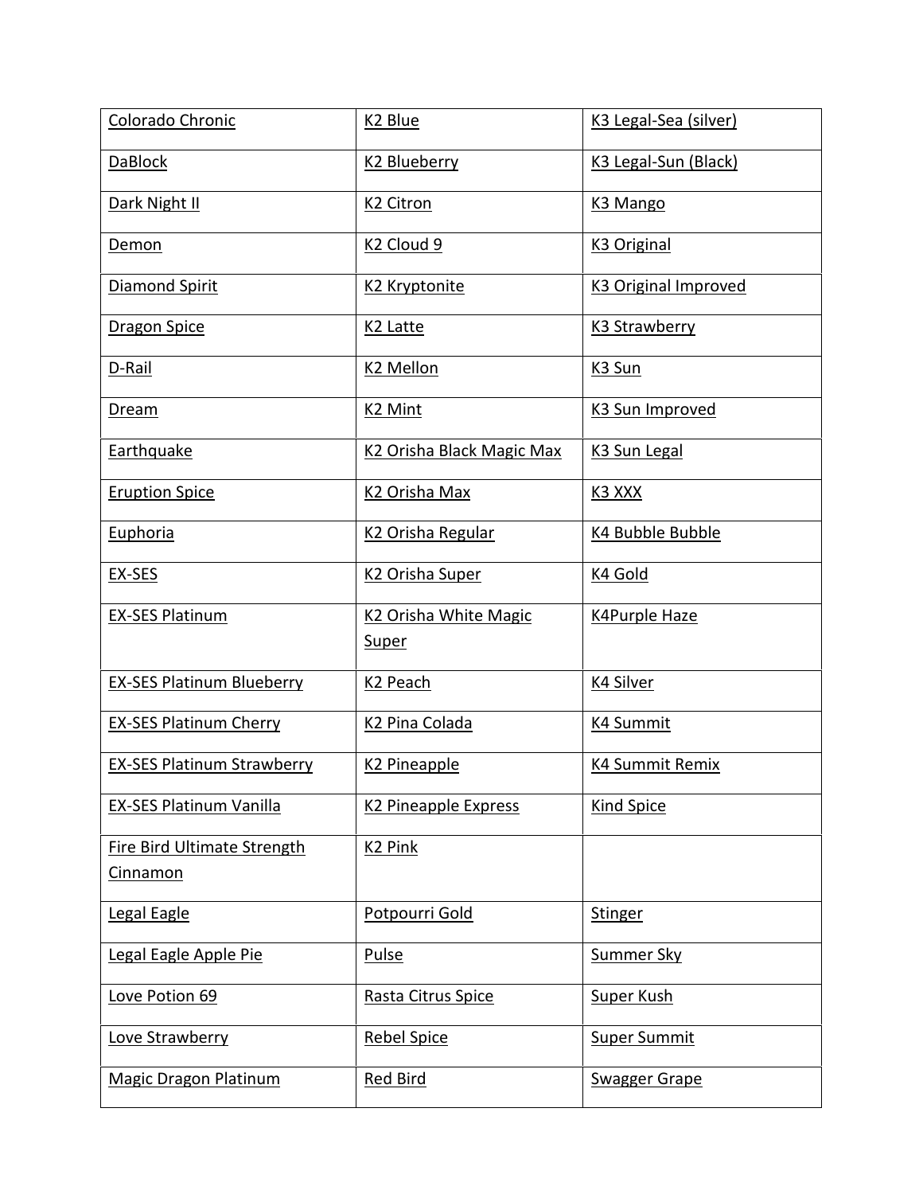| Colorado Chronic | K2 Blue | K3 Legal-Sea (silver) |
|---|---|---|
| DaBlock | K2 Blueberry | K3 Legal-Sun (Black) |
| Dark Night II | K2 Citron | K3 Mango |
| Demon | K2 Cloud 9 | K3 Original |
| Diamond Spirit | K2 Kryptonite | K3 Original Improved |
| Dragon Spice | K2 Latte | K3 Strawberry |
| D-Rail | K2 Mellon | K3 Sun |
| Dream | K2 Mint | K3 Sun Improved |
| Earthquake | K2 Orisha Black Magic Max | K3 Sun Legal |
| Eruption Spice | K2 Orisha Max | K3 XXX |
| Euphoria | K2 Orisha Regular | K4 Bubble Bubble |
| EX-SES | K2 Orisha Super | K4 Gold |
| EX-SES Platinum | K2 Orisha White Magic Super | K4Purple Haze |
| EX-SES Platinum Blueberry | K2 Peach | K4 Silver |
| EX-SES Platinum Cherry | K2 Pina Colada | K4 Summit |
| EX-SES Platinum Strawberry | K2 Pineapple | K4 Summit Remix |
| EX-SES Platinum Vanilla | K2 Pineapple Express | Kind Spice |
| Fire Bird Ultimate Strength Cinnamon | K2 Pink | |
| Legal Eagle | Potpourri Gold | Stinger |
| Legal Eagle Apple Pie | Pulse | Summer Sky |
| Love Potion 69 | Rasta Citrus Spice | Super Kush |
| Love Strawberry | Rebel Spice | Super Summit |
| Magic Dragon Platinum | Red Bird | Swagger Grape |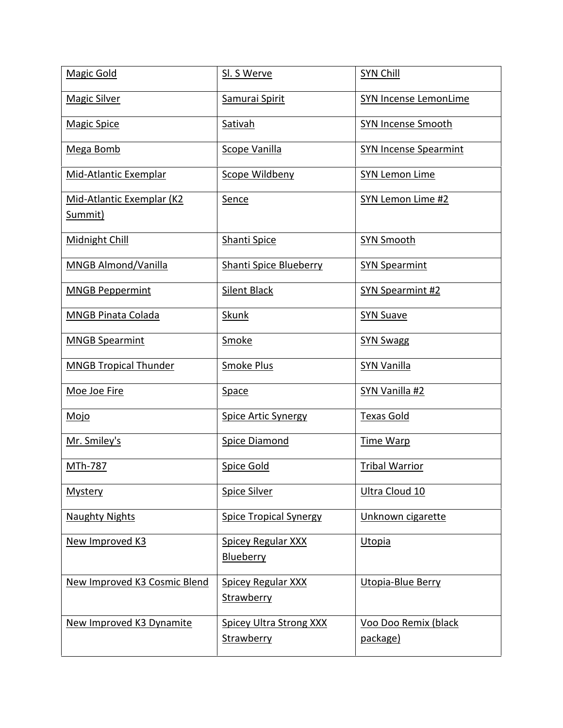| Magic Gold | Sl. S Werve | SYN Chill |
|---|---|---|
| Magic Silver | Samurai Spirit | SYN Incense LemonLime |
| Magic Spice | Sativah | SYN Incense Smooth |
| Mega Bomb | Scope Vanilla | SYN Incense Spearmint |
| Mid-Atlantic Exemplar | Scope Wildbeny | SYN Lemon Lime |
| Mid-Atlantic Exemplar (K2 Summit) | Sence | SYN Lemon Lime #2 |
| Midnight Chill | Shanti Spice | SYN Smooth |
| MNGB Almond/Vanilla | Shanti Spice Blueberry | SYN Spearmint |
| MNGB Peppermint | Silent Black | SYN Spearmint #2 |
| MNGB Pinata Colada | Skunk | SYN Suave |
| MNGB Spearmint | Smoke | SYN Swagg |
| MNGB Tropical Thunder | Smoke Plus | SYN Vanilla |
| Moe Joe Fire | Space | SYN Vanilla #2 |
| Mojo | Spice Artic Synergy | Texas Gold |
| Mr. Smiley's | Spice Diamond | Time Warp |
| MTh-787 | Spice Gold | Tribal Warrior |
| Mystery | Spice Silver | Ultra Cloud 10 |
| Naughty Nights | Spice Tropical Synergy | Unknown cigarette |
| New Improved K3 | Spicey Regular XXX Blueberry | Utopia |
| New Improved K3 Cosmic Blend | Spicey Regular XXX Strawberry | Utopia-Blue Berry |
| New Improved K3 Dynamite | Spicey Ultra Strong XXX Strawberry | Voo Doo Remix (black package) |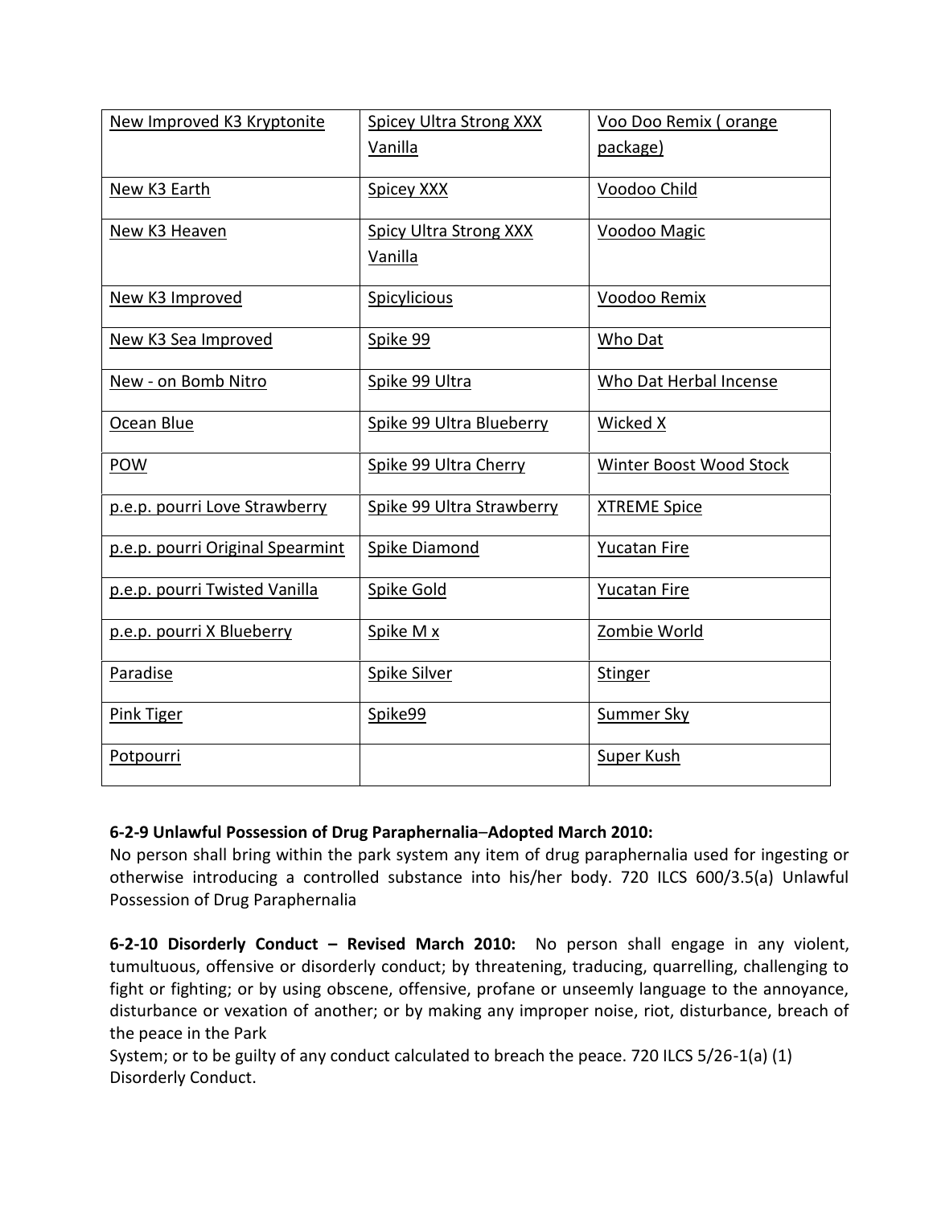| New Improved K3 Kryptonite | Spicey Ultra Strong XXX Vanilla | Voo Doo Remix ( orange package) |
|---|---|---|
| New K3 Earth | Spicey XXX | Voodoo Child |
| New K3 Heaven | Spicy Ultra Strong XXX Vanilla | Voodoo Magic |
| New K3 Improved | Spicylicious | Voodoo Remix |
| New K3 Sea Improved | Spike 99 | Who Dat |
| New - on Bomb Nitro | Spike 99 Ultra | Who Dat Herbal Incense |
| Ocean Blue | Spike 99 Ultra Blueberry | Wicked X |
| POW | Spike 99 Ultra Cherry | Winter Boost Wood Stock |
| p.e.p. pourri Love Strawberry | Spike 99 Ultra Strawberry | XTREME Spice |
| p.e.p. pourri Original Spearmint | Spike Diamond | Yucatan Fire |
| p.e.p. pourri Twisted Vanilla | Spike Gold | Yucatan Fire |
| p.e.p. pourri X Blueberry | Spike M x | Zombie World |
| Paradise | Spike Silver | Stinger |
| Pink Tiger | Spike99 | Summer Sky |
| Potpourri | | Super Kush |

**6-2-9 Unlawful Possession of Drug Paraphernalia–Adopted March 2010:**
No person shall bring within the park system any item of drug paraphernalia used for ingesting or otherwise introducing a controlled substance into his/her body. 720 ILCS 600/3.5(a) Unlawful Possession of Drug Paraphernalia

**6-2-10 Disorderly Conduct – Revised March 2010:** No person shall engage in any violent, tumultuous, offensive or disorderly conduct; by threatening, traducing, quarrelling, challenging to fight or fighting; or by using obscene, offensive, profane or unseemly language to the annoyance, disturbance or vexation of another; or by making any improper noise, riot, disturbance, breach of the peace in the Park System; or to be guilty of any conduct calculated to breach the peace. 720 ILCS 5/26-1(a) (1) Disorderly Conduct.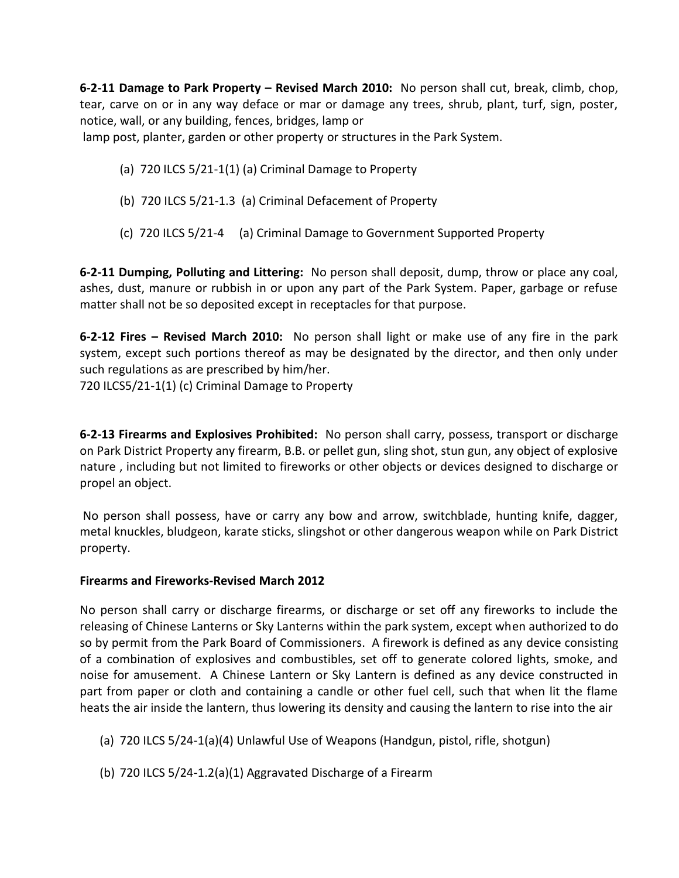**6-2-11 Damage to Park Property – Revised March 2010:** No person shall cut, break, climb, chop, tear, carve on or in any way deface or mar or damage any trees, shrub, plant, turf, sign, poster, notice, wall, or any building, fences, bridges, lamp or
lamp post, planter, garden or other property or structures in the Park System.

(a) 720 ILCS 5/21-1(1) (a) Criminal Damage to Property

(b) 720 ILCS 5/21-1.3 (a) Criminal Defacement of Property

(c) 720 ILCS 5/21-4 (a) Criminal Damage to Government Supported Property

**6-2-11 Dumping, Polluting and Littering:** No person shall deposit, dump, throw or place any coal, ashes, dust, manure or rubbish in or upon any part of the Park System. Paper, garbage or refuse matter shall not be so deposited except in receptacles for that purpose.

**6-2-12 Fires – Revised March 2010:** No person shall light or make use of any fire in the park system, except such portions thereof as may be designated by the director, and then only under such regulations as are prescribed by him/her.
720 ILCS5/21-1(1) (c) Criminal Damage to Property

**6-2-13 Firearms and Explosives Prohibited:** No person shall carry, possess, transport or discharge on Park District Property any firearm, B.B. or pellet gun, sling shot, stun gun, any object of explosive nature , including but not limited to fireworks or other objects or devices designed to discharge or propel an object.

No person shall possess, have or carry any bow and arrow, switchblade, hunting knife, dagger, metal knuckles, bludgeon, karate sticks, slingshot or other dangerous weapon while on Park District property.

**Firearms and Fireworks-Revised March 2012**

No person shall carry or discharge firearms, or discharge or set off any fireworks to include the releasing of Chinese Lanterns or Sky Lanterns within the park system, except when authorized to do so by permit from the Park Board of Commissioners. A firework is defined as any device consisting of a combination of explosives and combustibles, set off to generate colored lights, smoke, and noise for amusement. A Chinese Lantern or Sky Lantern is defined as any device constructed in part from paper or cloth and containing a candle or other fuel cell, such that when lit the flame heats the air inside the lantern, thus lowering its density and causing the lantern to rise into the air

(a) 720 ILCS 5/24-1(a)(4) Unlawful Use of Weapons (Handgun, pistol, rifle, shotgun)

(b) 720 ILCS 5/24-1.2(a)(1) Aggravated Discharge of a Firearm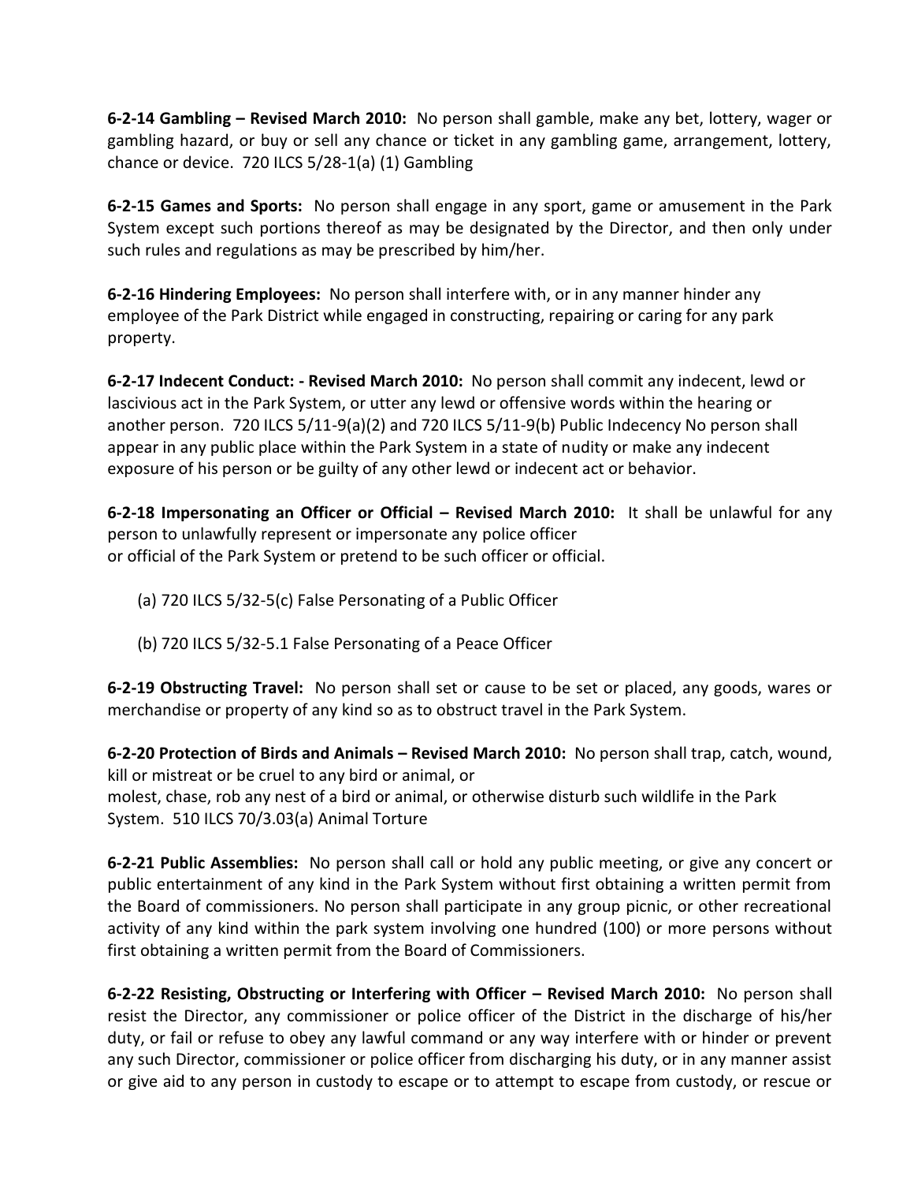**6-2-14 Gambling – Revised March 2010:** No person shall gamble, make any bet, lottery, wager or gambling hazard, or buy or sell any chance or ticket in any gambling game, arrangement, lottery, chance or device. 720 ILCS 5/28-1(a) (1) Gambling

**6-2-15 Games and Sports:** No person shall engage in any sport, game or amusement in the Park System except such portions thereof as may be designated by the Director, and then only under such rules and regulations as may be prescribed by him/her.

**6-2-16 Hindering Employees:** No person shall interfere with, or in any manner hinder any employee of the Park District while engaged in constructing, repairing or caring for any park property.

**6-2-17 Indecent Conduct: - Revised March 2010:** No person shall commit any indecent, lewd or lascivious act in the Park System, or utter any lewd or offensive words within the hearing or another person. 720 ILCS 5/11-9(a)(2) and 720 ILCS 5/11-9(b) Public Indecency No person shall appear in any public place within the Park System in a state of nudity or make any indecent exposure of his person or be guilty of any other lewd or indecent act or behavior.

**6-2-18 Impersonating an Officer or Official – Revised March 2010:** It shall be unlawful for any person to unlawfully represent or impersonate any police officer or official of the Park System or pretend to be such officer or official.

(a) 720 ILCS 5/32-5(c) False Personating of a Public Officer

(b) 720 ILCS 5/32-5.1 False Personating of a Peace Officer

**6-2-19 Obstructing Travel:** No person shall set or cause to be set or placed, any goods, wares or merchandise or property of any kind so as to obstruct travel in the Park System.

**6-2-20 Protection of Birds and Animals – Revised March 2010:** No person shall trap, catch, wound, kill or mistreat or be cruel to any bird or animal, or molest, chase, rob any nest of a bird or animal, or otherwise disturb such wildlife in the Park System. 510 ILCS 70/3.03(a) Animal Torture

**6-2-21 Public Assemblies:** No person shall call or hold any public meeting, or give any concert or public entertainment of any kind in the Park System without first obtaining a written permit from the Board of commissioners. No person shall participate in any group picnic, or other recreational activity of any kind within the park system involving one hundred (100) or more persons without first obtaining a written permit from the Board of Commissioners.

**6-2-22 Resisting, Obstructing or Interfering with Officer – Revised March 2010:** No person shall resist the Director, any commissioner or police officer of the District in the discharge of his/her duty, or fail or refuse to obey any lawful command or any way interfere with or hinder or prevent any such Director, commissioner or police officer from discharging his duty, or in any manner assist or give aid to any person in custody to escape or to attempt to escape from custody, or rescue or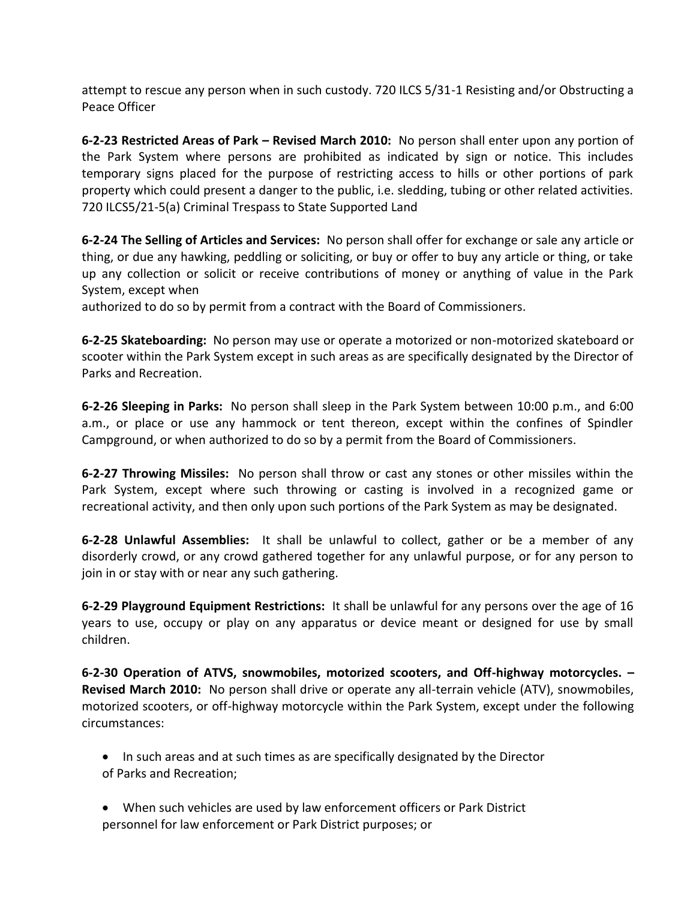attempt to rescue any person when in such custody. 720 ILCS 5/31-1 Resisting and/or Obstructing a Peace Officer

**6-2-23 Restricted Areas of Park – Revised March 2010:** No person shall enter upon any portion of the Park System where persons are prohibited as indicated by sign or notice. This includes temporary signs placed for the purpose of restricting access to hills or other portions of park property which could present a danger to the public, i.e. sledding, tubing or other related activities. 720 ILCS5/21-5(a) Criminal Trespass to State Supported Land

**6-2-24 The Selling of Articles and Services:** No person shall offer for exchange or sale any article or thing, or due any hawking, peddling or soliciting, or buy or offer to buy any article or thing, or take up any collection or solicit or receive contributions of money or anything of value in the Park System, except when
authorized to do so by permit from a contract with the Board of Commissioners.

**6-2-25 Skateboarding:** No person may use or operate a motorized or non-motorized skateboard or scooter within the Park System except in such areas as are specifically designated by the Director of Parks and Recreation.

**6-2-26 Sleeping in Parks:** No person shall sleep in the Park System between 10:00 p.m., and 6:00 a.m., or place or use any hammock or tent thereon, except within the confines of Spindler Campground, or when authorized to do so by a permit from the Board of Commissioners.

**6-2-27 Throwing Missiles:** No person shall throw or cast any stones or other missiles within the Park System, except where such throwing or casting is involved in a recognized game or recreational activity, and then only upon such portions of the Park System as may be designated.

**6-2-28 Unlawful Assemblies:** It shall be unlawful to collect, gather or be a member of any disorderly crowd, or any crowd gathered together for any unlawful purpose, or for any person to join in or stay with or near any such gathering.

**6-2-29 Playground Equipment Restrictions:** It shall be unlawful for any persons over the age of 16 years to use, occupy or play on any apparatus or device meant or designed for use by small children.

**6-2-30 Operation of ATVS, snowmobiles, motorized scooters, and Off-highway motorcycles. – Revised March 2010:** No person shall drive or operate any all-terrain vehicle (ATV), snowmobiles, motorized scooters, or off-highway motorcycle within the Park System, except under the following circumstances:

- In such areas and at such times as are specifically designated by the Director of Parks and Recreation;
- When such vehicles are used by law enforcement officers or Park District personnel for law enforcement or Park District purposes; or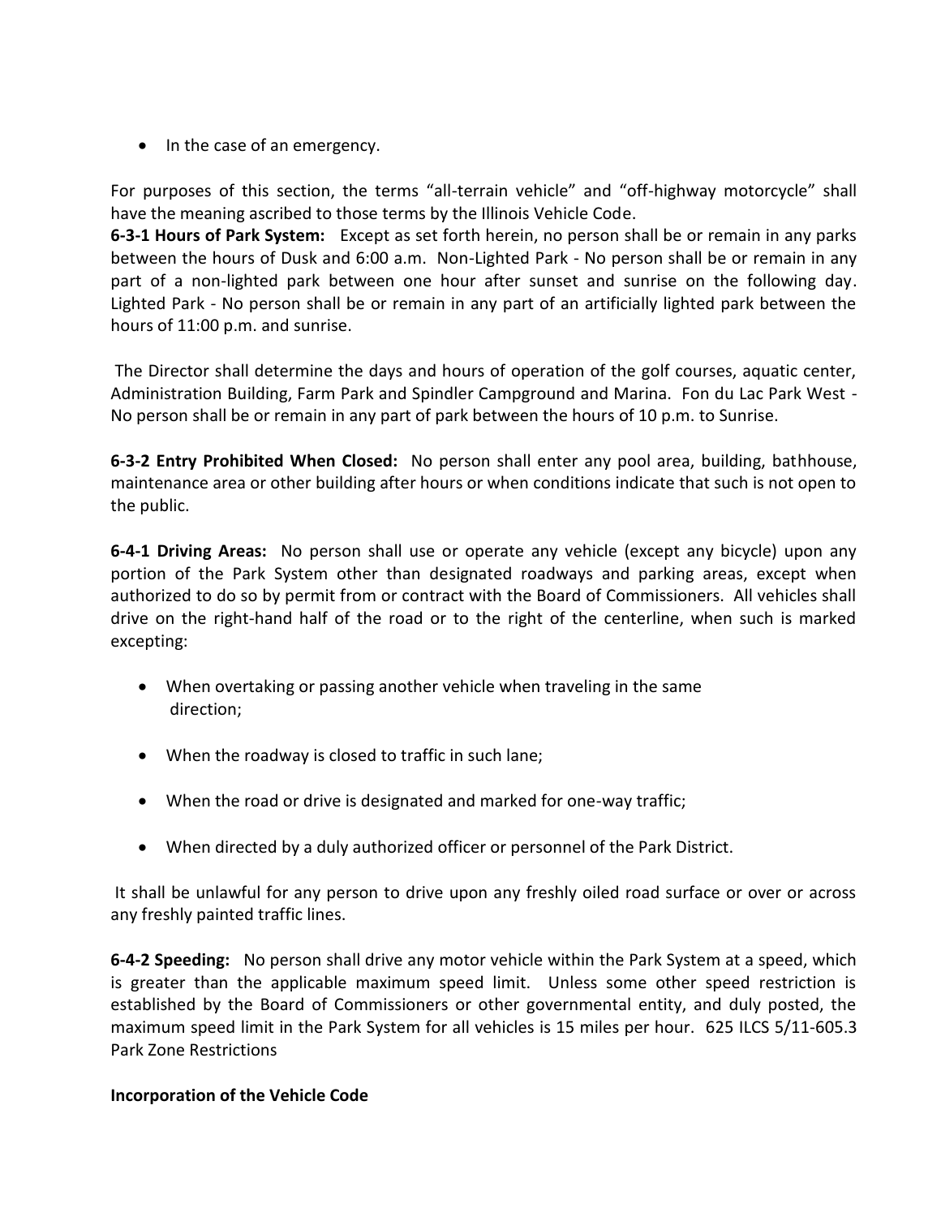- In the case of an emergency.

For purposes of this section, the terms "all-terrain vehicle" and "off-highway motorcycle" shall have the meaning ascribed to those terms by the Illinois Vehicle Code.

**6-3-1 Hours of Park System:** Except as set forth herein, no person shall be or remain in any parks between the hours of Dusk and 6:00 a.m. Non-Lighted Park - No person shall be or remain in any part of a non-lighted park between one hour after sunset and sunrise on the following day. Lighted Park - No person shall be or remain in any part of an artificially lighted park between the hours of 11:00 p.m. and sunrise.

The Director shall determine the days and hours of operation of the golf courses, aquatic center, Administration Building, Farm Park and Spindler Campground and Marina. Fon du Lac Park West - No person shall be or remain in any part of park between the hours of 10 p.m. to Sunrise.

**6-3-2 Entry Prohibited When Closed:** No person shall enter any pool area, building, bathhouse, maintenance area or other building after hours or when conditions indicate that such is not open to the public.

**6-4-1 Driving Areas:** No person shall use or operate any vehicle (except any bicycle) upon any portion of the Park System other than designated roadways and parking areas, except when authorized to do so by permit from or contract with the Board of Commissioners. All vehicles shall drive on the right-hand half of the road or to the right of the centerline, when such is marked excepting:

- When overtaking or passing another vehicle when traveling in the same direction;
- When the roadway is closed to traffic in such lane;
- When the road or drive is designated and marked for one-way traffic;
- When directed by a duly authorized officer or personnel of the Park District.

It shall be unlawful for any person to drive upon any freshly oiled road surface or over or across any freshly painted traffic lines.

**6-4-2 Speeding:** No person shall drive any motor vehicle within the Park System at a speed, which is greater than the applicable maximum speed limit. Unless some other speed restriction is established by the Board of Commissioners or other governmental entity, and duly posted, the maximum speed limit in the Park System for all vehicles is 15 miles per hour. 625 ILCS 5/11-605.3 Park Zone Restrictions

**Incorporation of the Vehicle Code**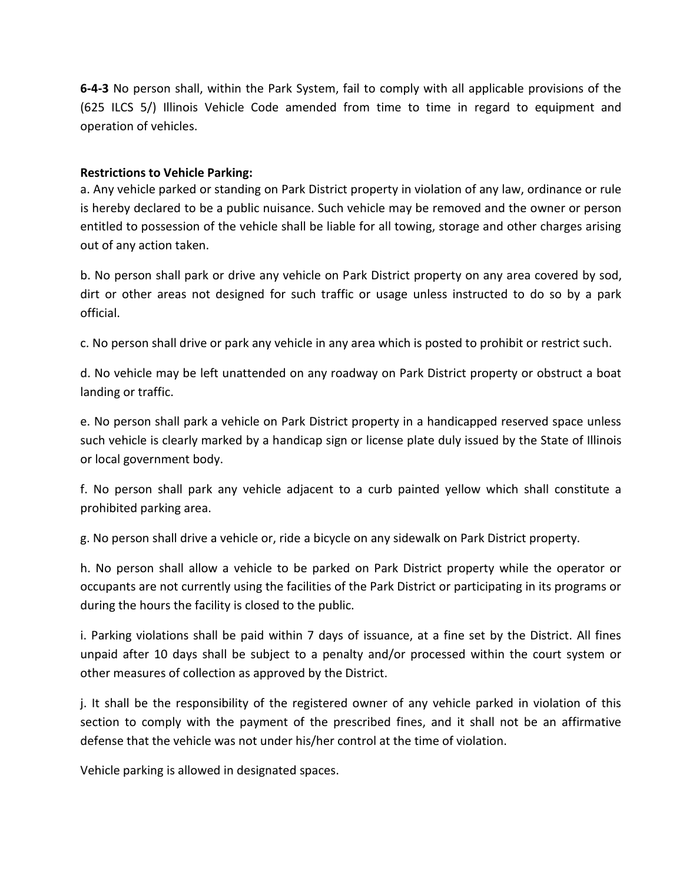**6-4-3** No person shall, within the Park System, fail to comply with all applicable provisions of the (625 ILCS 5/) Illinois Vehicle Code amended from time to time in regard to equipment and operation of vehicles.

**Restrictions to Vehicle Parking:**

a. Any vehicle parked or standing on Park District property in violation of any law, ordinance or rule is hereby declared to be a public nuisance. Such vehicle may be removed and the owner or person entitled to possession of the vehicle shall be liable for all towing, storage and other charges arising out of any action taken.

b. No person shall park or drive any vehicle on Park District property on any area covered by sod, dirt or other areas not designed for such traffic or usage unless instructed to do so by a park official.

c. No person shall drive or park any vehicle in any area which is posted to prohibit or restrict such.

d. No vehicle may be left unattended on any roadway on Park District property or obstruct a boat landing or traffic.

e. No person shall park a vehicle on Park District property in a handicapped reserved space unless such vehicle is clearly marked by a handicap sign or license plate duly issued by the State of Illinois or local government body.

f. No person shall park any vehicle adjacent to a curb painted yellow which shall constitute a prohibited parking area.

g. No person shall drive a vehicle or, ride a bicycle on any sidewalk on Park District property.

h. No person shall allow a vehicle to be parked on Park District property while the operator or occupants are not currently using the facilities of the Park District or participating in its programs or during the hours the facility is closed to the public.

i. Parking violations shall be paid within 7 days of issuance, at a fine set by the District. All fines unpaid after 10 days shall be subject to a penalty and/or processed within the court system or other measures of collection as approved by the District.

j. It shall be the responsibility of the registered owner of any vehicle parked in violation of this section to comply with the payment of the prescribed fines, and it shall not be an affirmative defense that the vehicle was not under his/her control at the time of violation.

Vehicle parking is allowed in designated spaces.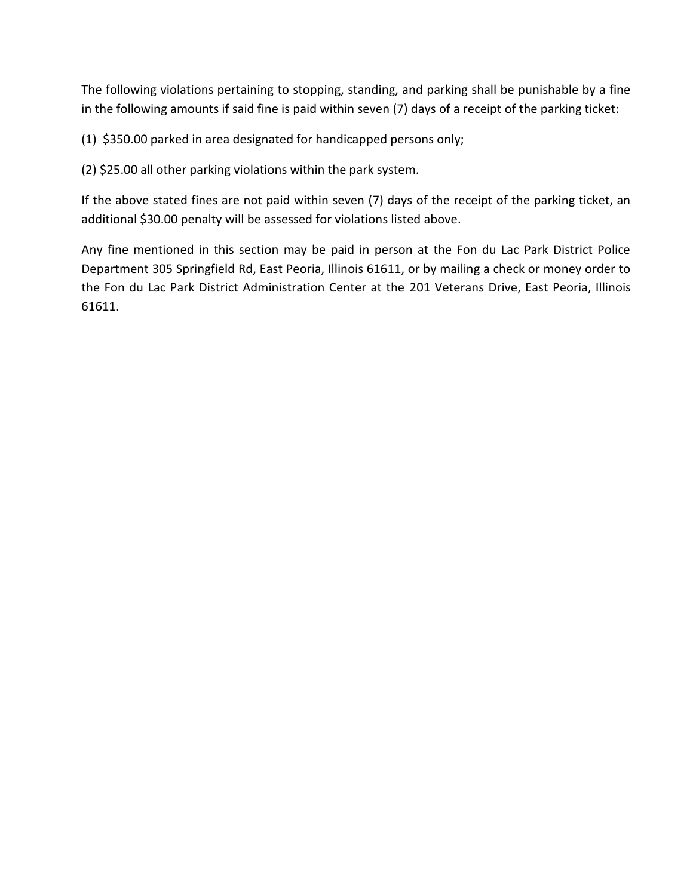The following violations pertaining to stopping, standing, and parking shall be punishable by a fine in the following amounts if said fine is paid within seven (7) days of a receipt of the parking ticket:

(1) $350.00 parked in area designated for handicapped persons only;

(2) $25.00 all other parking violations within the park system.

If the above stated fines are not paid within seven (7) days of the receipt of the parking ticket, an additional $30.00 penalty will be assessed for violations listed above.

Any fine mentioned in this section may be paid in person at the Fon du Lac Park District Police Department 305 Springfield Rd, East Peoria, Illinois 61611, or by mailing a check or money order to the Fon du Lac Park District Administration Center at the 201 Veterans Drive, East Peoria, Illinois 61611.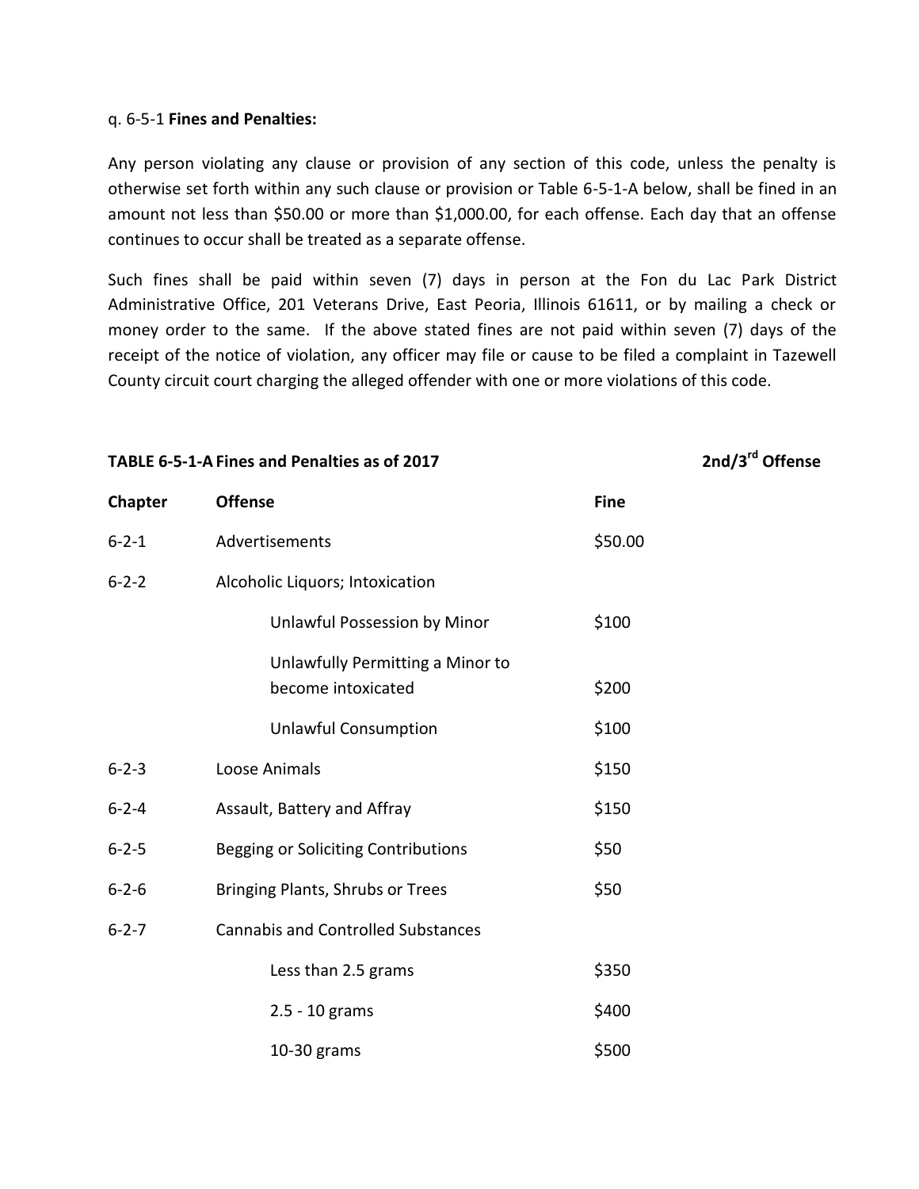q. 6-5-1 **Fines and Penalties:**

Any person violating any clause or provision of any section of this code, unless the penalty is otherwise set forth within any such clause or provision or Table 6-5-1-A below, shall be fined in an amount not less than $50.00 or more than $1,000.00, for each offense. Each day that an offense continues to occur shall be treated as a separate offense.

Such fines shall be paid within seven (7) days in person at the Fon du Lac Park District Administrative Office, 201 Veterans Drive, East Peoria, Illinois 61611, or by mailing a check or money order to the same. If the above stated fines are not paid within seven (7) days of the receipt of the notice of violation, any officer may file or cause to be filed a complaint in Tazewell County circuit court charging the alleged offender with one or more violations of this code.

**TABLE 6-5-1-A Fines and Penalties as of 2017**

| **Chapter** | **Offense** | **Fine** | **2nd/3rd Offense** |
|---|---|---|---|
| 6-2-1 | Advertisements | $50.00 | |
| 6-2-2 | Alcoholic Liquors; Intoxication | | |
| | Unlawful Possession by Minor | $100 | |
| | Unlawfully Permitting a Minor to become intoxicated | $200 | |
| | Unlawful Consumption | $100 | |
| 6-2-3 | Loose Animals | $150 | |
| 6-2-4 | Assault, Battery and Affray | $150 | |
| 6-2-5 | Begging or Soliciting Contributions | $50 | |
| 6-2-6 | Bringing Plants, Shrubs or Trees | $50 | |
| 6-2-7 | Cannabis and Controlled Substances | | |
| | Less than 2.5 grams | $350 | |
| | 2.5 - 10 grams | $400 | |
| | 10-30 grams | $500 | |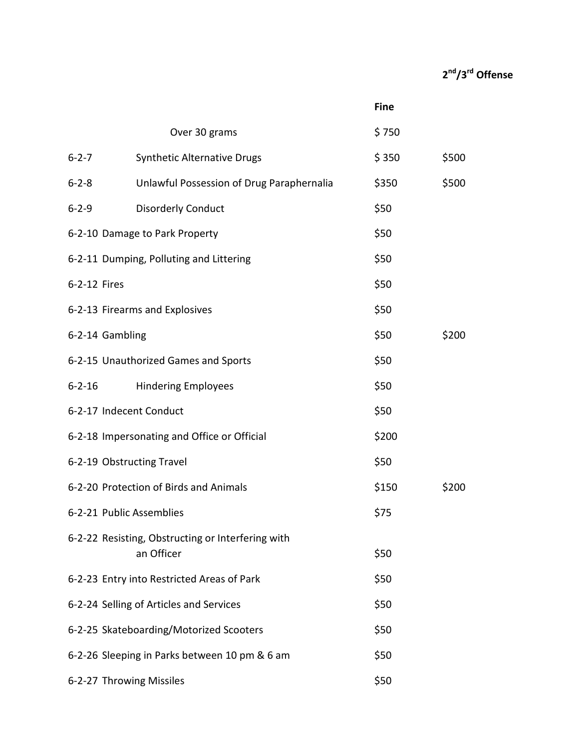| | | Fine | 2nd/3rd Offense |
|---|---|---|---|
| | Over 30 grams | $ 750 | |
| 6-2-7 | Synthetic Alternative Drugs | $ 350 | $500 |
| 6-2-8 | Unlawful Possession of Drug Paraphernalia | $350 | $500 |
| 6-2-9 | Disorderly Conduct | $50 | |
| 6-2-10 | Damage to Park Property | $50 | |
| 6-2-11 | Dumping, Polluting and Littering | $50 | |
| 6-2-12 | Fires | $50 | |
| 6-2-13 | Firearms and Explosives | $50 | |
| 6-2-14 | Gambling | $50 | $200 |
| 6-2-15 | Unauthorized Games and Sports | $50 | |
| 6-2-16 | Hindering Employees | $50 | |
| 6-2-17 | Indecent Conduct | $50 | |
| 6-2-18 | Impersonating and Office or Official | $200 | |
| 6-2-19 | Obstructing Travel | $50 | |
| 6-2-20 | Protection of Birds and Animals | $150 | $200 |
| 6-2-21 | Public Assemblies | $75 | |
| 6-2-22 | Resisting, Obstructing or Interfering with an Officer | $50 | |
| 6-2-23 | Entry into Restricted Areas of Park | $50 | |
| 6-2-24 | Selling of Articles and Services | $50 | |
| 6-2-25 | Skateboarding/Motorized Scooters | $50 | |
| 6-2-26 | Sleeping in Parks between 10 pm & 6 am | $50 | |
| 6-2-27 | Throwing Missiles | $50 | |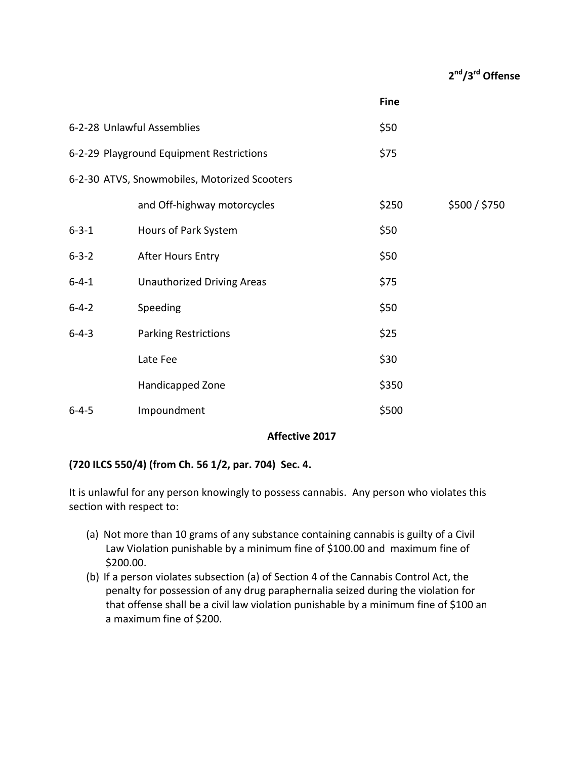| | | Fine | $2^{nd}/3^{rd}$ Offense |
|---|---|---|---|
| 6-2-28 | Unlawful Assemblies | $50 | |
| 6-2-29 | Playground Equipment Restrictions | $75 | |
| 6-2-30 | ATVS, Snowmobiles, Motorized Scooters and Off-highway motorcycles | $250 | $500 / $750 |
| 6-3-1 | Hours of Park System | $50 | |
| 6-3-2 | After Hours Entry | $50 | |
| 6-4-1 | Unauthorized Driving Areas | $75 | |
| 6-4-2 | Speeding | $50 | |
| 6-4-3 | Parking Restrictions | $25 | |
| | Late Fee | $30 | |
| | Handicapped Zone | $350 | |
| 6-4-5 | Impoundment | $500 | |

**Affective 2017**

**(720 ILCS 550/4) (from Ch. 56 1/2, par. 704) Sec. 4.**

It is unlawful for any person knowingly to possess cannabis. Any person who violates this section with respect to:

(a) Not more than 10 grams of any substance containing cannabis is guilty of a Civil Law Violation punishable by a minimum fine of $100.00 and maximum fine of $200.00.

(b) If a person violates subsection (a) of Section 4 of the Cannabis Control Act, the penalty for possession of any drug paraphernalia seized during the violation for that offense shall be a civil law violation punishable by a minimum fine of $100 an a maximum fine of $200.